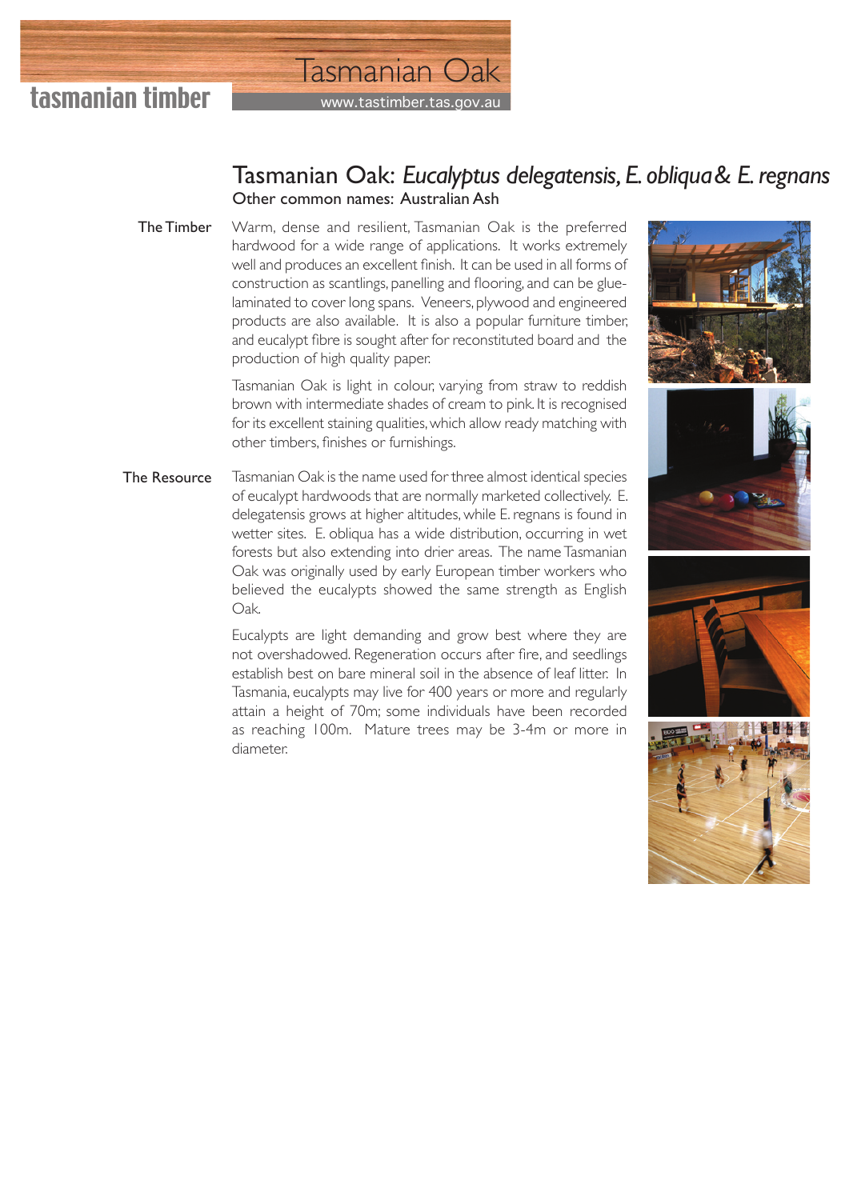tasmanian timber

Tasmanian Oak

www.tastimber.tas.gov.au

# Tasmanian Oak: *Eucalyptus delegatensis, E. obliqua & E. regnans*

Other common names: Australian Ash

## The Timber

Warm, dense and resilient, Tasmanian Oak is the preferred hardwood for a wide range of applications. It works extremely well and produces an excellent finish. It can be used in all forms of construction as scantlings, panelling and flooring, and can be glue-laminated to cover long spans. Veneers, plywood and engineered products are also available. It is also a popular furniture timber, and eucalypt fibre is sought after for reconstituted board and the production of high quality paper.

Tasmanian Oak is light in colour, varying from straw to reddish brown with intermediate shades of cream to pink. It is recognised for its excellent staining qualities, which allow ready matching with other timbers, finishes or furnishings.

## The Resource

Tasmanian Oak is the name used for three almost identical species of eucalypt hardwoods that are normally marketed collectively. E. delegatensis grows at higher altitudes, while E. regnans is found in wetter sites. E. obliqua has a wide distribution, occurring in wet forests but also extending into drier areas. The name Tasmanian Oak was originally used by early European timber workers who believed the eucalypts showed the same strength as English Oak.

Eucalypts are light demanding and grow best where they are not overshadowed. Regeneration occurs after fire, and seedlings establish best on bare mineral soil in the absence of leaf litter. In Tasmania, eucalypts may live for 400 years or more and regularly attain a height of 70m; some individuals have been recorded as reaching 100m. Mature trees may be 3-4m or more in diameter.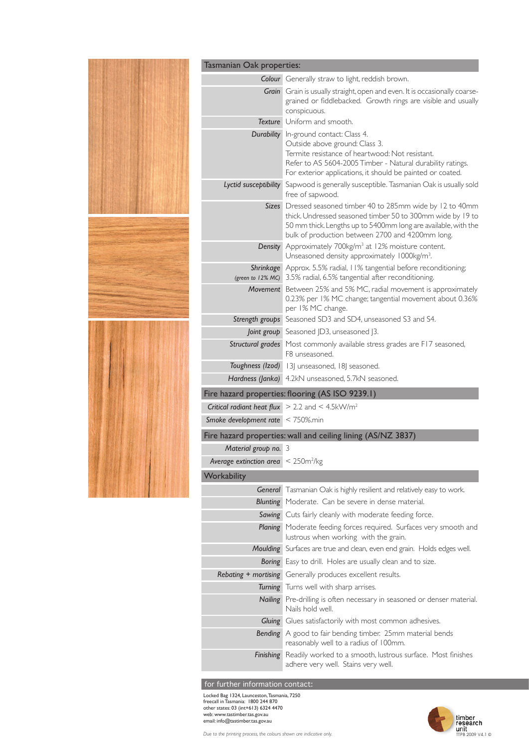## Tasmanian Oak properties:

| | |
|---|---|
| *Colour* | Generally straw to light, reddish brown. |
| *Grain* | Grain is usually straight, open and even. It is occasionally coarse-grained or fiddlebacked. Growth rings are visible and usually conspicuous. |
| *Texture* | Uniform and smooth. |
| *Durability* | In-ground contact: Class 4.<br>Outside above ground: Class 3.<br>Termite resistance of heartwood: Not resistant.<br>Refer to AS 5604-2005 Timber - Natural durability ratings.<br>For exterior applications, it should be painted or coated. |
| *Lyctid susceptibility* | Sapwood is generally susceptible. Tasmanian Oak is usually sold free of sapwood. |
| *Sizes* | Dressed seasoned timber 40 to 285mm wide by 12 to 40mm thick. Undressed seasoned timber 50 to 300mm wide by 19 to 50 mm thick. Lengths up to 5400mm long are available, with the bulk of production between 2700 and 4200mm long. |
| *Density* | Approximately 700kg/m$^3$ at 12% moisture content. Unseasoned density approximately 1000kg/m$^3$. |
| *Shrinkage* (green to 12% MC) | Approx. 5.5% radial, 11% tangential before reconditioning; 3.5% radial, 6.5% tangential after reconditioning. |
| *Movement* | Between 25% and 5% MC, radial movement is approximately 0.23% per 1% MC change; tangential movement about 0.36% per 1% MC change. |
| *Strength groups* | Seasoned SD3 and SD4, unseasoned S3 and S4. |
| *Joint group* | Seasoned JD3, unseasoned J3. |
| *Structural grades* | Most commonly available stress grades are F17 seasoned, F8 unseasoned. |
| *Toughness (Izod)* | 13J unseasoned, 18J seasoned. |
| *Hardness (Janka)* | 4.2kN unseasoned, 5.7kN seasoned. |

## Fire hazard properties: flooring (AS ISO 9239.1)

| | |
|---|---|
| *Critical radiant heat flux* | > 2.2 and < 4.5kW/m$^2$ |
| *Smoke development rate* | < 750%.min |

## Fire hazard properties: wall and ceiling lining (AS/NZ 3837)

| | |
|---|---|
| *Material group no.* | 3 |
| *Average extinction area* | < 250m$^2$/kg |

## Workability

| | |
|---|---|
| *General* | Tasmanian Oak is highly resilient and relatively easy to work. |
| *Blunting* | Moderate. Can be severe in dense material. |
| *Sawing* | Cuts fairly cleanly with moderate feeding force. |
| *Planing* | Moderate feeding forces required. Surfaces very smooth and lustrous when working with the grain. |
| *Moulding* | Surfaces are true and clean, even end grain. Holds edges well. |
| *Boring* | Easy to drill. Holes are usually clean and to size. |
| *Rebating + mortising* | Generally produces excellent results. |
| *Turning* | Turns well with sharp arrises. |
| *Nailing* | Pre-drilling is often necessary in seasoned or denser material. Nails hold well. |
| *Gluing* | Glues satisfactorily with most common adhesives. |
| *Bending* | A good to fair bending timber. 25mm material bends reasonably well to a radius of 100mm. |
| *Finishing* | Readily worked to a smooth, lustrous surface. Most finishes adhere very well. Stains very well. |

## for further information contact:

Locked Bag 1324, Launceston, Tasmania, 7250
freecall in Tasmania: 1800 244 870
other states: 03 (int+613) 6324 4470
web: www.tastimber.tas.gov.au
email: info@tastimber.tas.gov.au

*Due to the printing process, the colours shown are indicative only.*

timber research unit

TTPB 2009 V4.1 ©